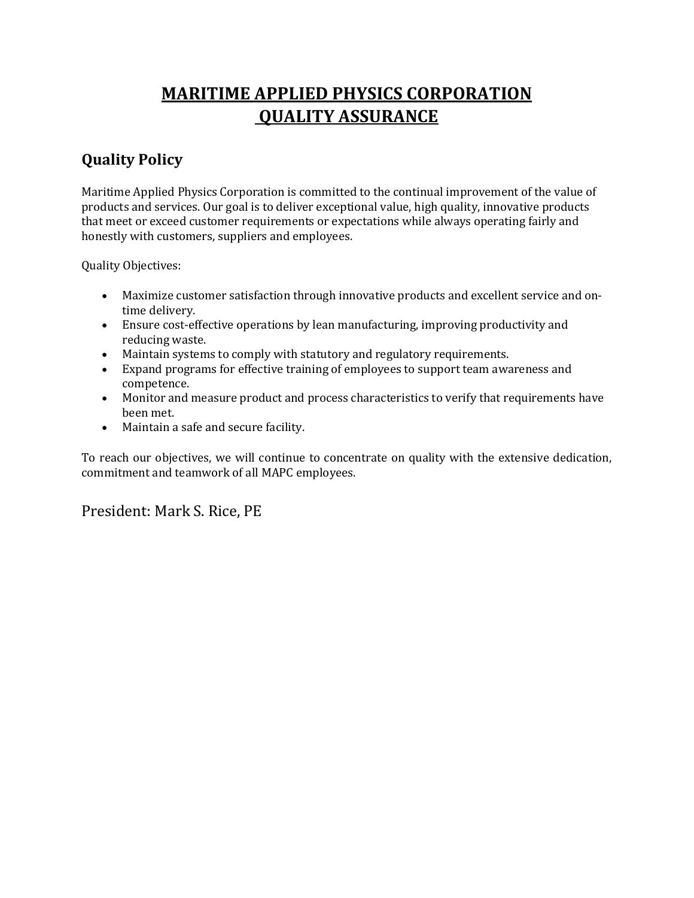# MARITIME APPLIED PHYSICS CORPORATION
# QUALITY ASSURANCE

## Quality Policy

Maritime Applied Physics Corporation is committed to the continual improvement of the value of products and services. Our goal is to deliver exceptional value, high quality, innovative products that meet or exceed customer requirements or expectations while always operating fairly and honestly with customers, suppliers and employees.

Quality Objectives:

- Maximize customer satisfaction through innovative products and excellent service and on-time delivery.
- Ensure cost-effective operations by lean manufacturing, improving productivity and reducing waste.
- Maintain systems to comply with statutory and regulatory requirements.
- Expand programs for effective training of employees to support team awareness and competence.
- Monitor and measure product and process characteristics to verify that requirements have been met.
- Maintain a safe and secure facility.

To reach our objectives, we will continue to concentrate on quality with the extensive dedication, commitment and teamwork of all MAPC employees.

President: Mark S. Rice, PE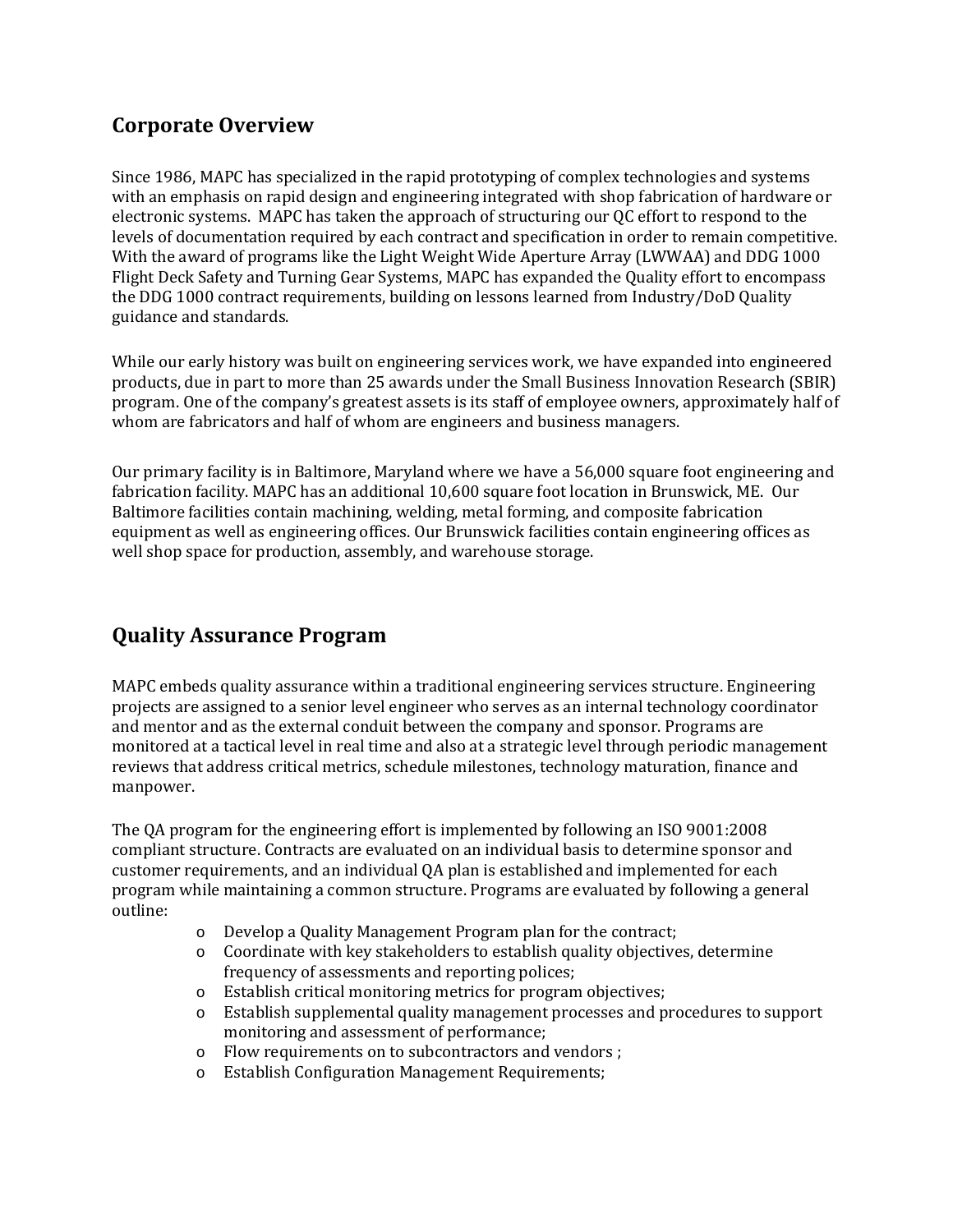## Corporate Overview

Since 1986, MAPC has specialized in the rapid prototyping of complex technologies and systems with an emphasis on rapid design and engineering integrated with shop fabrication of hardware or electronic systems. MAPC has taken the approach of structuring our QC effort to respond to the levels of documentation required by each contract and specification in order to remain competitive. With the award of programs like the Light Weight Wide Aperture Array (LWWAA) and DDG 1000 Flight Deck Safety and Turning Gear Systems, MAPC has expanded the Quality effort to encompass the DDG 1000 contract requirements, building on lessons learned from Industry/DoD Quality guidance and standards.

While our early history was built on engineering services work, we have expanded into engineered products, due in part to more than 25 awards under the Small Business Innovation Research (SBIR) program. One of the company's greatest assets is its staff of employee owners, approximately half of whom are fabricators and half of whom are engineers and business managers.

Our primary facility is in Baltimore, Maryland where we have a 56,000 square foot engineering and fabrication facility. MAPC has an additional 10,600 square foot location in Brunswick, ME. Our Baltimore facilities contain machining, welding, metal forming, and composite fabrication equipment as well as engineering offices. Our Brunswick facilities contain engineering offices as well shop space for production, assembly, and warehouse storage.

## Quality Assurance Program

MAPC embeds quality assurance within a traditional engineering services structure. Engineering projects are assigned to a senior level engineer who serves as an internal technology coordinator and mentor and as the external conduit between the company and sponsor. Programs are monitored at a tactical level in real time and also at a strategic level through periodic management reviews that address critical metrics, schedule milestones, technology maturation, finance and manpower.

The QA program for the engineering effort is implemented by following an ISO 9001:2008 compliant structure. Contracts are evaluated on an individual basis to determine sponsor and customer requirements, and an individual QA plan is established and implemented for each program while maintaining a common structure. Programs are evaluated by following a general outline:

- Develop a Quality Management Program plan for the contract;
- Coordinate with key stakeholders to establish quality objectives, determine frequency of assessments and reporting polices;
- Establish critical monitoring metrics for program objectives;
- Establish supplemental quality management processes and procedures to support monitoring and assessment of performance;
- Flow requirements on to subcontractors and vendors ;
- Establish Configuration Management Requirements;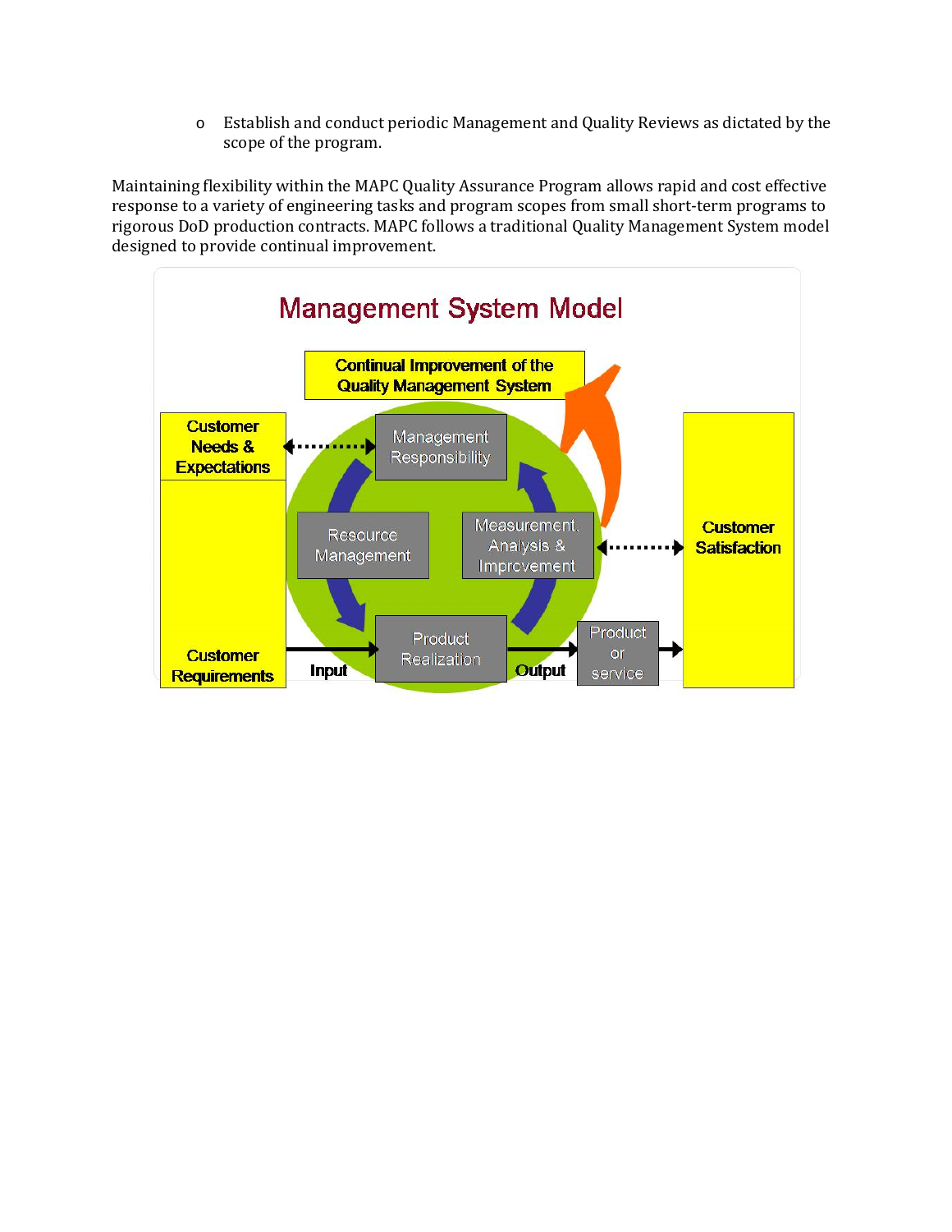- Establish and conduct periodic Management and Quality Reviews as dictated by the scope of the program.

Maintaining flexibility within the MAPC Quality Assurance Program allows rapid and cost effective response to a variety of engineering tasks and program scopes from small short-term programs to rigorous DoD production contracts. MAPC follows a traditional Quality Management System model designed to provide continual improvement.

Management System Model

Continual Improvement of the Quality Management System

Customer Needs & Expectations

Management Responsibility

Resource Management

Measurement, Analysis & Improvement

Customer Satisfaction

Customer Requirements

Input

Product Realization

Output

Product or service